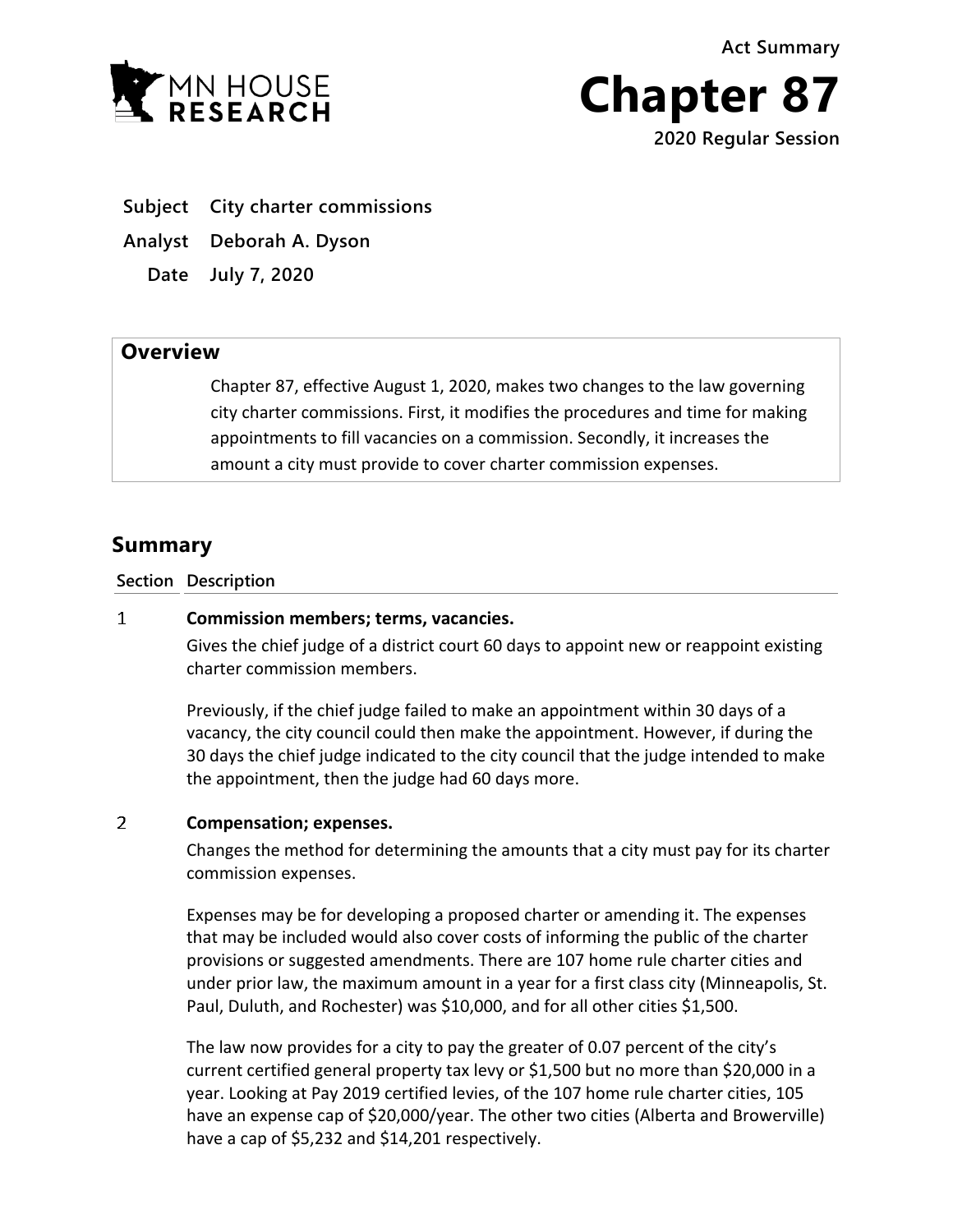MN HOUSE RESEARCH

Act Summary

# Chapter 87

2020 Regular Session

**Subject** City charter commissions

**Analyst** Deborah A. Dyson

**Date** July 7, 2020

## Overview

Chapter 87, effective August 1, 2020, makes two changes to the law governing city charter commissions. First, it modifies the procedures and time for making appointments to fill vacancies on a commission. Secondly, it increases the amount a city must provide to cover charter commission expenses.

## Summary

| Section | Description |
|---|---|
| 1 | **Commission members; terms, vacancies.**<br><br>Gives the chief judge of a district court 60 days to appoint new or reappoint existing charter commission members.<br><br>Previously, if the chief judge failed to make an appointment within 30 days of a vacancy, the city council could then make the appointment. However, if during the 30 days the chief judge indicated to the city council that the judge intended to make the appointment, then the judge had 60 days more. |
| 2 | **Compensation; expenses.**<br><br>Changes the method for determining the amounts that a city must pay for its charter commission expenses.<br><br>Expenses may be for developing a proposed charter or amending it. The expenses that may be included would also cover costs of informing the public of the charter provisions or suggested amendments. There are 107 home rule charter cities and under prior law, the maximum amount in a year for a first class city (Minneapolis, St. Paul, Duluth, and Rochester) was $10,000, and for all other cities $1,500.<br><br>The law now provides for a city to pay the greater of 0.07 percent of the city's current certified general property tax levy or $1,500 but no more than $20,000 in a year. Looking at Pay 2019 certified levies, of the 107 home rule charter cities, 105 have an expense cap of $20,000/year. The other two cities (Alberta and Browerville) have a cap of $5,232 and $14,201 respectively. |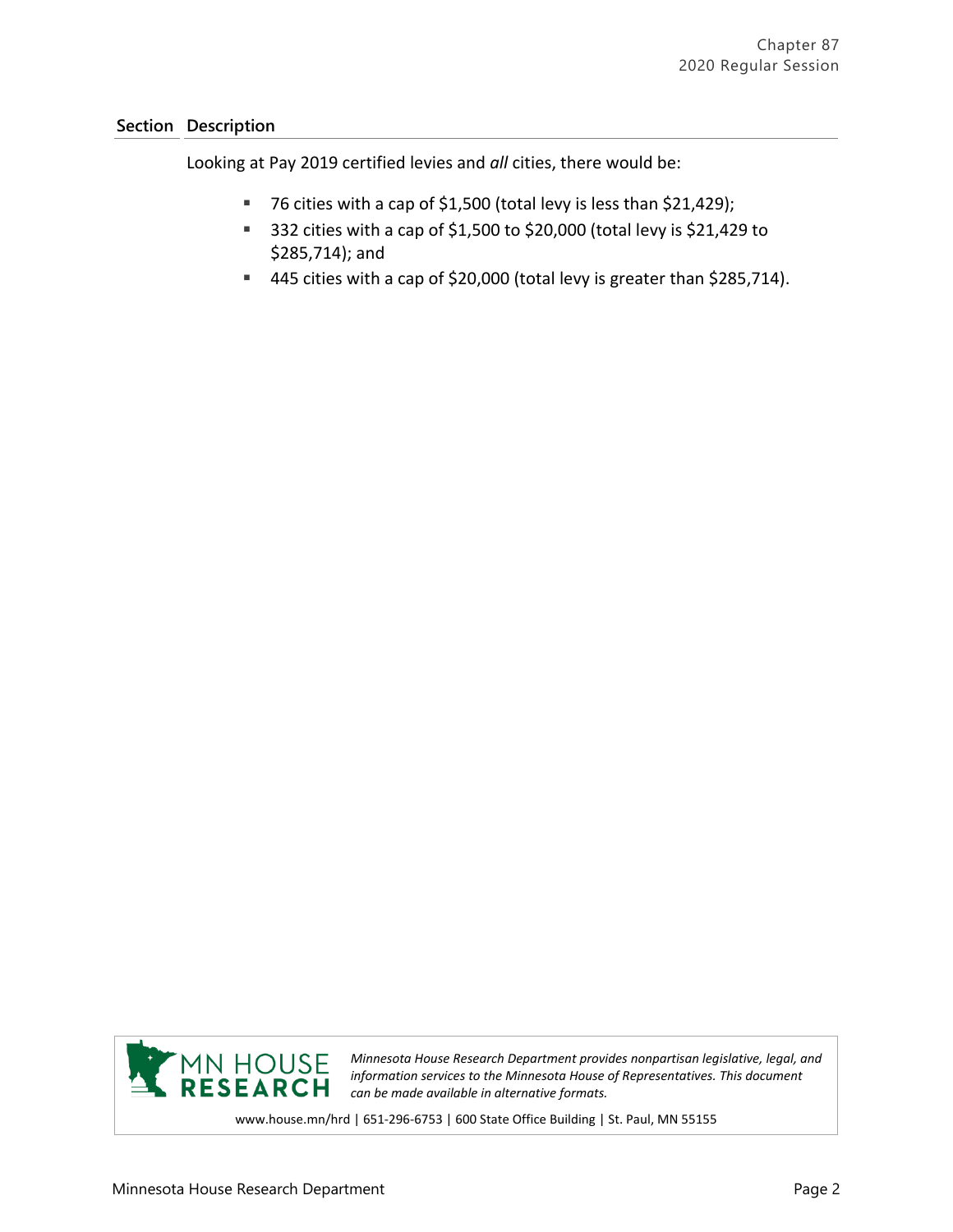| Section | Description |
| --- | --- |
| | Looking at Pay 2019 certified levies and *all* cities, there would be:<br>- 76 cities with a cap of $1,500 (total levy is less than $21,429);<br>- 332 cities with a cap of $1,500 to $20,000 (total levy is $21,429 to $285,714); and<br>- 445 cities with a cap of $20,000 (total levy is greater than $285,714). |

MN HOUSE RESEARCH

*Minnesota House Research Department provides nonpartisan legislative, legal, and information services to the Minnesota House of Representatives. This document can be made available in alternative formats.*

www.house.mn/hrd | 651-296-6753 | 600 State Office Building | St. Paul, MN 55155